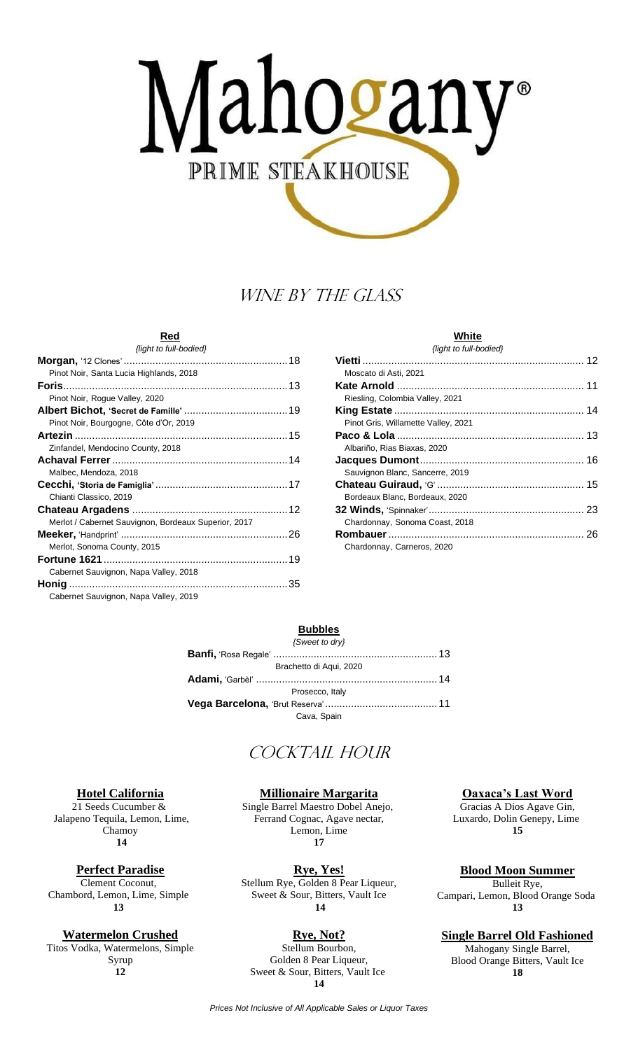# Mahogany®

## PRIME STEAKHOUSE

## Wine by the Glass

### Red

*{light to full-bodied}*

**Morgan,** '12 Clones' ........ 18
Pinot Noir, Santa Lucia Highlands, 2018

**Foris** ........ 13
Pinot Noir, Rogue Valley, 2020

**Albert Bichot, 'Secret de Famille'** ........ 19
Pinot Noir, Bourgogne, Côte d'Or, 2019

**Artezin** ........ 15
Zinfandel, Mendocino County, 2018

**Achaval Ferrer** ........ 14
Malbec, Mendoza, 2018

**Cecchi, 'Storia de Famiglia'** ........ 17
Chianti Classico, 2019

**Chateau Argadens** ........ 12
Merlot / Cabernet Sauvignon, Bordeaux Superior, 2017

**Meeker,** 'Handprint' ........ 26
Merlot, Sonoma County, 2015

**Fortune 1621** ........ 19
Cabernet Sauvignon, Napa Valley, 2018

**Honig** ........ 35
Cabernet Sauvignon, Napa Valley, 2019

### White

*{light to full-bodied}*

**Vietti** ........ 12
Moscato di Asti, 2021

**Kate Arnold** ........ 11
Riesling, Colombia Valley, 2021

**King Estate** ........ 14
Pinot Gris, Willamette Valley, 2021

**Paco & Lola** ........ 13
Albariño, Rias Biaxas, 2020

**Jacques Dumont** ........ 16
Sauvignon Blanc, Sancerre, 2019

**Chateau Guiraud,** 'G' ........ 15
Bordeaux Blanc, Bordeaux, 2020

**32 Winds,** 'Spinnaker' ........ 23
Chardonnay, Sonoma Coast, 2018

**Rombauer** ........ 26
Chardonnay, Carneros, 2020

### Bubbles

*{Sweet to dry}*

**Banfi,** 'Rosa Regale' ........ 13
Brachetto di Aqui, 2020

**Adami,** 'Garbèl' ........ 14
Prosecco, Italy

**Vega Barcelona,** 'Brut Reserva' ........ 11
Cava, Spain

## Cocktail Hour

**Hotel California**
21 Seeds Cucumber & Jalapeno Tequila, Lemon, Lime, Chamoy
**14**

**Perfect Paradise**
Clement Coconut, Chambord, Lemon, Lime, Simple
**13**

**Watermelon Crushed**
Titos Vodka, Watermelons, Simple Syrup
**12**

**Millionaire Margarita**
Single Barrel Maestro Dobel Anejo, Ferrand Cognac, Agave nectar, Lemon, Lime
**17**

**Rye, Yes!**
Stellum Rye, Golden 8 Pear Liqueur, Sweet & Sour, Bitters, Vault Ice
**14**

**Rye, Not?**
Stellum Bourbon, Golden 8 Pear Liqueur, Sweet & Sour, Bitters, Vault Ice
**14**

**Oaxaca's Last Word**
Gracias A Dios Agave Gin, Luxardo, Dolin Genepy, Lime
**15**

**Blood Moon Summer**
Bulleit Rye, Campari, Lemon, Blood Orange Soda
**13**

**Single Barrel Old Fashioned**
Mahogany Single Barrel, Blood Orange Bitters, Vault Ice
**18**

*Prices Not Inclusive of All Applicable Sales or Liquor Taxes*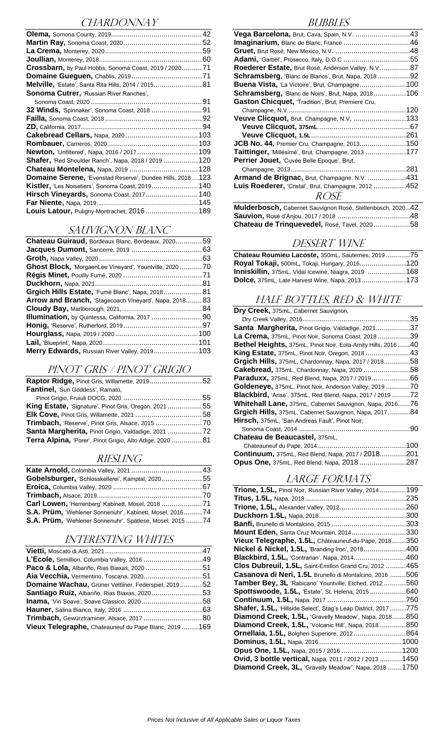## CHARDONNAY

**Olema,** Somona County, 2019....42
**Martin Ray,** Sonoma Coast, 2020....52
**La Crema,** Monterey, 2020....59
**Joullian,** Monterey, 2018....60
**Crossbarn,** by Paul Hobbs, Sonoma Coast, 2019 / 2020....71
**Domaine Gueguen,** Chablis, 2019....71
**Melville,** 'Estate', Santa Rita Hills, 2014 / 2015....81
**Sonoma Cutrer,** 'Russian River Ranches', Sonoma Coast, 2020....91
**32 Winds,** 'Spinnaker', Sonoma Coast, 2018....91
**Failla,** Sonoma Coast, 2018....92
**ZD,** California, 2017....94
**Cakebread Cellars,** Napa, 2020....103
**Rombauer,** Carneros, 2020....103
**Newton,** 'Unfiltered', Napa, 2016 / 2017....109
**Shafer,** 'Red Shoulder Ranch', Napa, 2018 / 2019....120
**Chateau Montelena,** Napa, 2019....128
**Domaine Serene,** 'Evenstad Reserve', Dundee Hills, 2018....123
**Kistler,** 'Les Noisetiers', Sonoma Coast, 2019....140
**Hirsch Vineyards,** Sonoma Coast, 2017....140
**Far Niente,** Napa, 2019....145
**Louis Latour,** Puligny-Montrachet, 2016....189

## SAUVIGNON BLANC

**Chateau Guiraud,** Bordeaux Blanc, Bordeaux, 2020....59
**Jacques Dumont,** Sancerre, 2019....63
**Groth,** Napa Valley, 2020....63
**Ghost Block,** 'MorgaenLee Vineyard', Yountville, 2020....70
**Régis Minet,** Pouilly Fumé, 2020....71
**Duckhorn,** Napa, 2021....81
**Grgich Hills Estate,** 'Fumé Blanc', Napa, 2018....81
**Arrow and Branch,** 'Stagecoach Vineyard', Napa, 2018....83
**Cloudy Bay,** Marlborough, 2021....84
**Illumination,** by Quintessa, California, 2017....90
**Honig,** 'Reserve', Rutherford, 2019....97
**Hourglass,** Napa, 2019 / 2020....100
**Lail,** 'Blueprint', Napa, 2020....101
**Merry Edwards,** Russian River Valley, 2019....103

## PINOT GRIS / PINOT GRIGIO

**Raptor Ridge,** Pinot Gris, Willamette, 2019....52
**Fantinel,** 'Sun Goddess', Ramato, Pinot Grigio, Fruiuli DOCG, 2020....55
**King Estate,** 'Signature', Pinot Gris, Oregon, 2021....55
**Elk Cove,** Pinot Gris, Willamette, 2021....58
**Trimbach,** 'Reserve', Pinot Gris, Alsace, 2015....70
**Santa Margherita,** Pinot Grigio, Valdadige, 2021....72
**Terra Alpina,** 'Porer', Pinot Grigio, Alto Adige, 2020....81

## RIESLING

**Kate Arnold,** Colombia Valley, 2021....43
**Gobelsburger,** 'Schlosskellerei', Kamptal, 2020....55
**Eroica,** Columbia Valley, 2020....67
**Trimbach,** Alsace, 2019....70
**Carl Lowen,** 'Herrenberg' Kabinett, Mosel, 2018....71
**S.A. Prüm,** 'Wehlener Sonnenuhr', Kabinett, Mosel, 2016....74
**S.A. Prüm,** 'Wehlener Sonnenuhr', Spätlese, Mosel, 2015....74

## INTERESTING WHITES

**Vietti,** Moscato di Asti, 2021....47
**L'Ecole,** Semillion, Columbia Valley, 2016....49
**Paco & Lola,** Albariño, Rias Biaxas, 2020....51
**Aia Vecchia,** Vermentino, Toscana, 2020....51
**Domaine Wachau,** Grüner Veltliner, Federspiel, 2019....52
**Santiago Ruiz,** Albariño, Rias Biaxas, 2020....53
**Inama,** 'Vin Soave', Soave Classico, 2020....58
**Hauner,** Salina Bianco, Italy, 2016....63
**Trimbach,** Gewürztraminer, Alsace, 2017....80
**Vieux Telegraphe,** Chateauneuf du Pape Blanc, 2019....169

## BUBBLES

**Vega Barcelona,** Brut, Cava, Spain, N.V.....43
**Imaginarium,** Blanc de Blanc, France....46
**Gruet,** Brut Rosé, New Mexico, N.V.....48
**Adami,** 'Garbèl', Prosecco, Italy, D.O.C....55
**Roederer Estate,** Brut Rosé, Anderson Valley, N.V.....87
**Schramsberg,** 'Blanc de Blancs', Brut, Napa, 2018....92
**Buena Vista,** 'La Victoire', Brut, Champagne....100
**Schramsberg,** 'Blanc de Noirs', Brut, Napa, 2018....106
**Gaston Chicquet,** 'Tradition', Brut, Premiere Cru, Champagne, N.V.....120
**Veuve Clicquot,** Brut, Champagne, N.V.....133
**Veuve Clicquot, 375mL**....67
**Veuve Clicquot, 1.5L**....261
**JCB No. 44,** Premier Cru, Champagne, 2013....150
**Taittinger,** 'Millésimé', Brut, Champagne, 2013....177
**Perrier Jouet,** 'Cuvée Belle Epoque', Brut, Champagne, 2013....281
**Armand de Brignac,** Brut, Champagne, N.V.....431
**Luis Roederer,** 'Cristal', Brut, Champagne, 2012....452

## ROSÉ

**Mulderbosch,** Cabernet Sauvignon Rosé, Stellenbosch, 2020....42
**Sauvion,** Rosé d'Anjou, 2017 / 2018....48
**Chateau de Trinquevedel,** Rosé, Tavel, 2020....58

## DESSERT WINE

**Chateau Roumieu Lacoste,** 350mL, Sauternes, 2019....75
**Royal Tokaji,** 500mL, Tokaji, Hungary, 2016....120
**Inniskillin,** 375mL, Vidal Icewine, Niagra, 2019....168
**Dolce,** 375mL, Late Harvest Wine, Napa, 2013....173

## HALF BOTTLES, RED & WHITE

**Dry Creek,** 375mL, Cabernet Sauvignon, Dry Creek Valley, 2016....35
**Santa Margherita,** Pinot Grigio, Valdadige, 2021....37
**La Crema,** 375mL, Pinot Noir, Sonoma Coast, 2018....39
**Bethel Heights,** 375mL, Pinot Noir, Eola-Amity Hills, 2016....40
**King Estate,** 375mL, Pinot Noir, Oregon, 2018....43
**Grgich Hills,** 375mL, Chardonnay, Napa, 2017 / 2018....58
**Cakebread,** 375mL, Chardonnay, Napa, 2020....58
**Paraduxx,** 375mL, Red Blend, Napa, 2017 / 2019....66
**Goldeneye,** 375mL, Pinot Noir, Anderson Valley, 2019....70
**Blackbird,** 'Arise', 375mL, Red Blend, Napa, 2017 / 2019....72
**Whitehall Lane,** 375mL, Cabernet Sauvignon, Napa, 2016....76
**Grgich Hills,** 375mL, Cabernet Sauvignon, Napa, 2017....84
**Hirsch,** 375mL, 'San Andreas Fault', Pinot Noir, Sonoma Coast, 2014....90
**Chateau de Beaucastel,** 375mL, Chateauneuf du Pape, 2014....100
**Continuum,** 375mL, Red Blend, Napa, 2017 / 2018....201
**Opus One,** 375mL, Red Blend, Napa, 2018....287

## LARGE FORMATS

**Trione, 1.5L,** Pinot Noir, Russian River Valley, 2014....199
**Titus, 1.5L,** Napa, 2018....235
**Trione, 1.5L,** Alexander Valley, 2012....260
**Duckhorn 1.5L,** Napa, 2018....300
**Banfi,** Brunello di Montalcino, 2015....303
**Mount Eden,** Santa Cruz Mountain, 2014....330
**Vieux Telegraphe, 1.5L,** Châteauneuf-du-Pape, 2018....350
**Nickel & Nickel, 1.5L,** 'Branding Iron', 2018....400
**Blackbird, 1.5L,** 'Contrarian', Napa, 2014....460
**Clos Dubreuil, 1.5L,** Saint-Émillon Grand Cru, 2012....465
**Casanova di Neri, 1.5L** Brunello di Montalcino, 2016....506
**Tamber Bey, 3L** 'Rabicano' Yountville, Etched, 2012....560
**Spottswoode, 1.5L,** 'Estate', St. Helena, 2015....640
**Continuum, 1.5L,** Napa, 2017....750
**Shafer, 1.5L,** 'Hillside Select', Stag's Leap District, 2017....775
**Diamond Creek, 1.5L,** 'Gravelly Meadow', Napa, 2018....850
**Diamond Creek, 1.5L,** 'Volcanic Hill', Napa, 2018....850
**Ornellaia, 1.5L,** Bolgheri Superiore, 2012....864
**Dominus, 1.5L,** Napa, 2016....1000
**Opus One, 1.5L,** Napa, 2015 / 2016....1200
**Ovid, 3 bottle vertical,** Napa, 2011 / 2012 / 2013....1450
**Diamond Creek, 3L,** 'Gravelly Meadow", Napa, 2018....1750

*Prices Not Inclusive of All Applicable Sales or Liquor Taxes*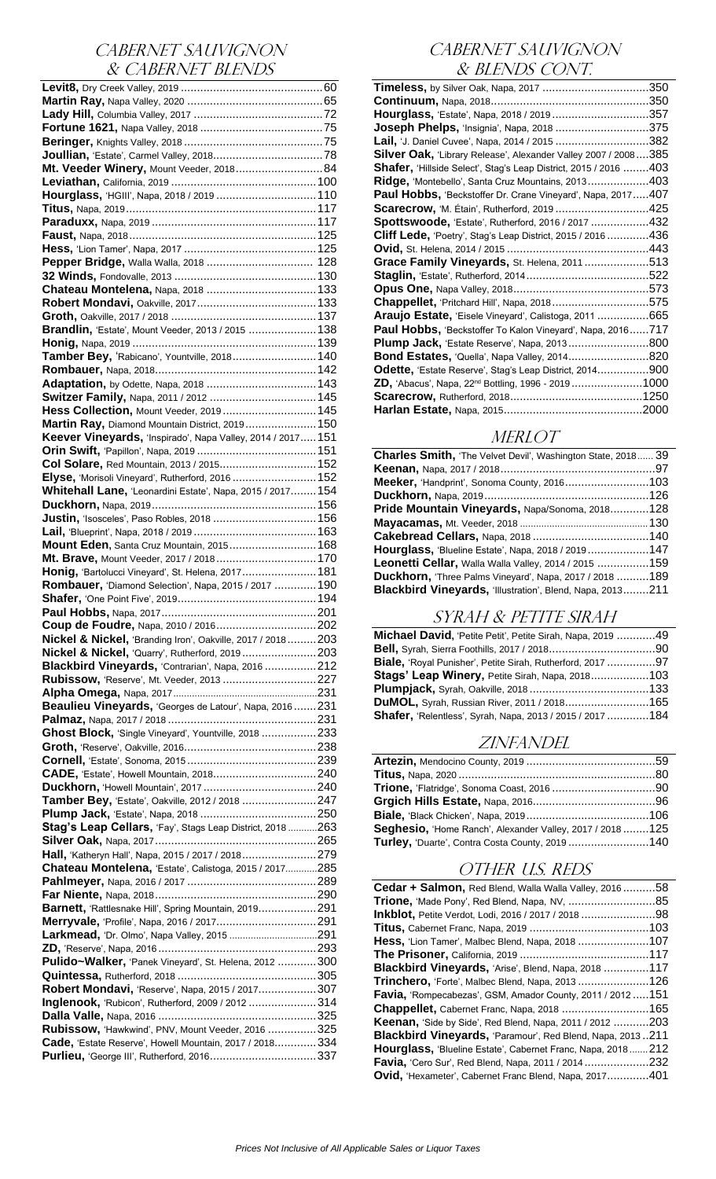## Cabernet Sauvignon & Cabernet Blends

| Wine | Price |
|---|---|
| **Levit8,** Dry Creek Valley, 2019 | 60 |
| **Martin Ray,** Napa Valley, 2020 | 65 |
| **Lady Hill,** Columbia Valley, 2017 | 72 |
| **Fortune 1621,** Napa Valley, 2018 | 75 |
| **Beringer,** Knights Valley, 2018 | 75 |
| **Joullian,** 'Estate', Carmel Valley, 2018 | 78 |
| **Mt. Veeder Winery,** Mount Veeder, 2018 | 84 |
| **Leviathan,** California, 2019 | 100 |
| **Hourglass,** 'HGIII', Napa, 2018 / 2019 | 110 |
| **Titus,** Napa, 2019 | 117 |
| **Paraduxx,** Napa, 2019 | 117 |
| **Faust,** Napa, 2018 | 125 |
| **Hess,** 'Lion Tamer', Napa, 2017 | 125 |
| **Pepper Bridge,** Walla Walla, 2018 | 128 |
| **32 Winds,** Fondovalle, 2013 | 130 |
| **Chateau Montelena,** Napa, 2018 | 133 |
| **Robert Mondavi,** Oakville, 2017 | 133 |
| **Groth,** Oakville, 2017 / 2018 | 137 |
| **Brandlin,** 'Estate', Mount Veeder, 2013 / 2015 | 138 |
| **Honig,** Napa, 2019 | 139 |
| **Tamber Bey,** 'Rabicano', Yountville, 2018 | 140 |
| **Rombauer,** Napa, 2018 | 142 |
| **Adaptation,** by Odette, Napa, 2018 | 143 |
| **Switzer Family,** Napa, 2011 / 2012 | 145 |
| **Hess Collection,** Mount Veeder, 2019 | 145 |
| **Martin Ray,** Diamond Mountain District, 2019 | 150 |
| **Keever Vineyards,** 'Inspirado', Napa Valley, 2014 / 2017 | 151 |
| **Orin Swift,** 'Papillon', Napa, 2019 | 151 |
| **Col Solare,** Red Mountain, 2013 / 2015 | 152 |
| **Elyse,** 'Morisoli Vineyard', Rutherford, 2016 | 152 |
| **Whitehall Lane,** 'Leonardini Estate', Napa, 2015 / 2017 | 154 |
| **Duckhorn,** Napa, 2019 | 156 |
| **Justin,** 'Isosceles', Paso Robles, 2018 | 156 |
| **Lail,** 'Blueprint', Napa, 2018 / 2019 | 163 |
| **Mount Eden,** Santa Cruz Mountain, 2015 | 168 |
| **Mt. Brave,** Mount Veeder, 2017 / 2018 | 170 |
| **Honig,** 'Bartolucci Vineyard', St. Helena, 2017 | 181 |
| **Rombauer,** 'Diamond Selection', Napa, 2015 / 2017 | 190 |
| **Shafer,** 'One Point Five', 2019 | 194 |
| **Paul Hobbs,** Napa, 2017 | 201 |
| **Coup de Foudre,** Napa, 2010 / 2016 | 202 |
| **Nickel & Nickel,** 'Branding Iron', Oakville, 2017 / 2018 | 203 |
| **Nickel & Nickel,** 'Quarry', Rutherford, 2019 | 203 |
| **Blackbird Vineyards,** 'Contrarian', Napa, 2016 | 212 |
| **Rubissow,** 'Reserve', Mt. Veeder, 2013 | 227 |
| **Alpha Omega,** Napa, 2017 | 231 |
| **Beaulieu Vineyards,** 'Georges de Latour', Napa, 2016 | 231 |
| **Palmaz,** Napa, 2017 / 2018 | 231 |
| **Ghost Block,** 'Single Vineyard', Yountville, 2018 | 233 |
| **Groth,** 'Reserve', Oakville, 2016 | 238 |
| **Cornell,** 'Estate', Sonoma, 2015 | 239 |
| **CADE,** 'Estate', Howell Mountain, 2018 | 240 |
| **Duckhorn,** 'Howell Mountain', 2017 | 240 |
| **Tamber Bey,** 'Estate', Oakville, 2012 / 2018 | 247 |
| **Plump Jack,** 'Estate', Napa, 2018 | 250 |
| **Stag's Leap Cellars,** 'Fay', Stags Leap District, 2018 | 263 |
| **Silver Oak,** Napa, 2017 | 265 |
| **Hall,** 'Katheryn Hall', Napa, 2015 / 2017 / 2018 | 279 |
| **Chateau Montelena,** 'Estate', Calistoga, 2015 / 2017 | 285 |
| **Pahlmeyer,** Napa, 2016 / 2017 | 289 |
| **Far Niente,** Napa, 2018 | 290 |
| **Barnett,** 'Rattlesnake Hill', Spring Mountain, 2019 | 291 |
| **Merryvale,** 'Profile', Napa, 2016 / 2017 | 291 |
| **Larkmead,** 'Dr. Olmo', Napa Valley, 2015 | 291 |
| **ZD,** 'Reserve', Napa, 2016 | 293 |
| **Pulido~Walker,** 'Panek Vineyard', St. Helena, 2012 | 300 |
| **Quintessa,** Rutherford, 2018 | 305 |
| **Robert Mondavi,** 'Reserve', Napa, 2015 / 2017 | 307 |
| **Inglenook,** 'Rubicon', Rutherford, 2009 / 2012 | 314 |
| **Dalla Valle,** Napa, 2016 | 325 |
| **Rubissow,** 'Hawkwind', PNV, Mount Veeder, 2016 | 325 |
| **Cade,** 'Estate Reserve', Howell Mountain, 2017 / 2018 | 334 |
| **Purlieu,** 'George III', Rutherford, 2016 | 337 |

## Cabernet Sauvignon & Blends Cont.

| Wine | Price |
|---|---|
| **Timeless,** by Silver Oak, Napa, 2017 | 350 |
| **Continuum,** Napa, 2018 | 350 |
| **Hourglass,** 'Estate', Napa, 2018 / 2019 | 357 |
| **Joseph Phelps,** 'Insignia', Napa, 2018 | 375 |
| **Lail,** 'J. Daniel Cuvee', Napa, 2014 / 2015 | 382 |
| **Silver Oak,** 'Library Release', Alexander Valley 2007 / 2008 | 385 |
| **Shafer,** 'Hillside Select', Stag's Leap District, 2015 / 2016 | 403 |
| **Ridge,** 'Montebello', Santa Cruz Mountains, 2013 | 403 |
| **Paul Hobbs,** 'Beckstoffer Dr. Crane Vineyard', Napa, 2017 | 407 |
| **Scarecrow,** 'M. Étain', Rutherford, 2019 | 425 |
| **Spottswoode,** 'Estate', Rutherford, 2016 / 2017 | 432 |
| **Cliff Lede,** 'Poetry', Stag's Leap District, 2015 / 2016 | 436 |
| **Ovid,** St. Helena, 2014 / 2015 | 443 |
| **Grace Family Vineyards,** St. Helena, 2011 | 513 |
| **Staglin,** 'Estate', Rutherford, 2014 | 522 |
| **Opus One,** Napa Valley, 2018 | 573 |
| **Chappellet,** 'Pritchard Hill', Napa, 2018 | 575 |
| **Araujo Estate,** 'Eisele Vineyard', Calistoga, 2011 | 665 |
| **Paul Hobbs,** 'Beckstoffer To Kalon Vineyard', Napa, 2016 | 717 |
| **Plump Jack,** 'Estate Reserve', Napa, 2013 | 800 |
| **Bond Estates,** 'Quella', Napa Valley, 2014 | 820 |
| **Odette,** 'Estate Reserve', Stag's Leap District, 2014 | 900 |
| **ZD,** 'Abacus', Napa, 22nd Bottling, 1996 - 2019 | 1000 |
| **Scarecrow,** Rutherford, 2018 | 1250 |
| **Harlan Estate,** Napa, 2015 | 2000 |

## Merlot

| Wine | Price |
|---|---|
| **Charles Smith,** 'The Velvet Devil', Washington State, 2018 | 39 |
| **Keenan,** Napa, 2017 / 2018 | 97 |
| **Meeker,** 'Handprint', Sonoma County, 2016 | 103 |
| **Duckhorn,** Napa, 2019 | 126 |
| **Pride Mountain Vineyards,** Napa/Sonoma, 2018 | 128 |
| **Mayacamas,** Mt. Veeder, 2018 | 130 |
| **Cakebread Cellars,** Napa, 2018 | 140 |
| **Hourglass,** 'Blueline Estate', Napa, 2018 / 2019 | 147 |
| **Leonetti Cellar,** Walla Walla Valley, 2014 / 2015 | 159 |
| **Duckhorn,** 'Three Palms Vineyard', Napa, 2017 / 2018 | 189 |
| **Blackbird Vineyards,** 'Illustration', Blend, Napa, 2013 | 211 |

## Syrah & Petite Sirah

| Wine | Price |
|---|---|
| **Michael David,** 'Petite Petit', Petite Sirah, Napa, 2019 | 49 |
| **Bell,** Syrah, Sierra Foothills, 2017 / 2018 | 90 |
| **Biale,** 'Royal Punisher', Petite Sirah, Rutherford, 2017 | 97 |
| **Stags' Leap Winery,** Petite Sirah, Napa, 2018 | 103 |
| **Plumpjack,** Syrah, Oakville, 2018 | 133 |
| **DuMOL,** Syrah, Russian River, 2011 / 2018 | 165 |
| **Shafer,** 'Relentless', Syrah, Napa, 2013 / 2015 / 2017 | 184 |

## Zinfandel

| Wine | Price |
|---|---|
| **Artezin,** Mendocino County, 2019 | 59 |
| **Titus,** Napa, 2020 | 80 |
| **Trione,** 'Flatridge', Sonoma Coast, 2016 | 90 |
| **Grgich Hills Estate,** Napa, 2016 | 96 |
| **Biale,** 'Black Chicken', Napa, 2019 | 106 |
| **Seghesio,** 'Home Ranch', Alexander Valley, 2017 / 2018 | 125 |
| **Turley,** 'Duarte', Contra Costa County, 2019 | 140 |

## Other U.S. Reds

| Wine | Price |
|---|---|
| **Cedar + Salmon,** Red Blend, Walla Walla Valley, 2016 | 58 |
| **Trione,** 'Made Pony', Red Blend, Napa, NV, | 85 |
| **Inkblot,** Petite Verdot, Lodi, 2016 / 2017 / 2018 | 98 |
| **Titus,** Cabernet Franc, Napa, 2019 | 103 |
| **Hess,** 'Lion Tamer', Malbec Blend, Napa, 2018 | 107 |
| **The Prisoner,** California, 2019 | 117 |
| **Blackbird Vineyards,** 'Arise', Blend, Napa, 2018 | 117 |
| **Trinchero,** 'Forte', Malbec Blend, Napa, 2013 | 126 |
| **Favia,** 'Rompecabezas', GSM, Amador County, 2011 / 2012 | 151 |
| **Chappellet,** Cabernet Franc, Napa, 2018 | 165 |
| **Keenan,** 'Side by Side', Red Blend, Napa, 2011 / 2012 | 203 |
| **Blackbird Vineyards,** 'Paramour', Red Blend, Napa, 2013 | 211 |
| **Hourglass,** 'Blueline Estate', Cabernet Franc, Napa, 2018 | 212 |
| **Favia,** 'Cero Sur', Red Blend, Napa, 2011 / 2014 | 232 |
| **Ovid,** 'Hexameter', Cabernet Franc Blend, Napa, 2017 | 401 |

*Prices Not Inclusive of All Applicable Sales or Liquor Taxes*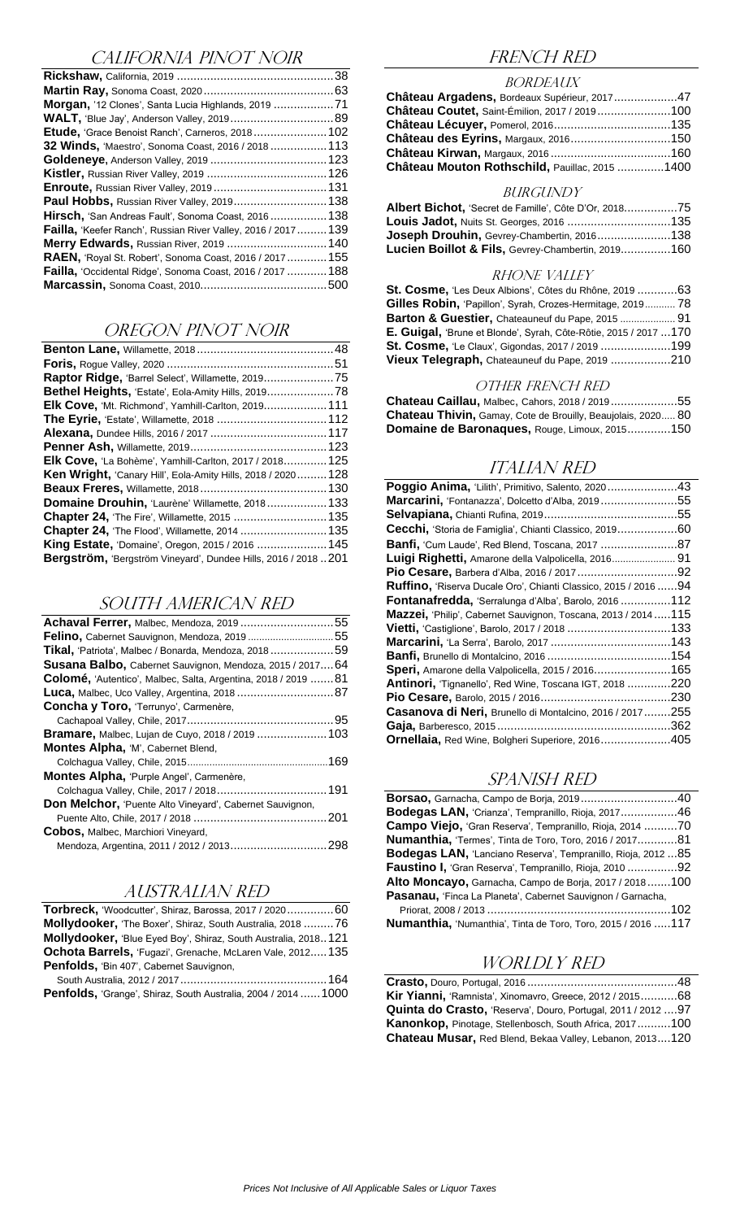## California Pinot Noir

**Rickshaw,** California, 2019 ....................38
**Martin Ray,** Sonoma Coast, 2020 ....................63
**Morgan,** '12 Clones', Santa Lucia Highlands, 2019 ....................71
**WALT,** 'Blue Jay', Anderson Valley, 2019 ....................89
**Etude,** 'Grace Benoist Ranch', Carneros, 2018 ....................102
**32 Winds,** 'Maestro', Sonoma Coast, 2016 / 2018 ....................113
**Goldeneye,** Anderson Valley, 2019 ....................123
**Kistler,** Russian River Valley, 2019 ....................126
**Enroute,** Russian River Valley, 2019 ....................131
**Paul Hobbs,** Russian River Valley, 2019 ....................138
**Hirsch,** 'San Andreas Fault', Sonoma Coast, 2016 ....................138
**Failla,** 'Keefer Ranch', Russian River Valley, 2016 / 2017 ....................139
**Merry Edwards,** Russian River, 2019 ....................140
**RAEN,** 'Royal St. Robert', Sonoma Coast, 2016 / 2017 ....................155
**Failla,** 'Occidental Ridge', Sonoma Coast, 2016 / 2017 ....................188
**Marcassin,** Sonoma Coast, 2010 ....................500

## Oregon Pinot Noir

**Benton Lane,** Willamette, 2018 ....................48
**Foris,** Rogue Valley, 2020 ....................51
**Raptor Ridge,** 'Barrel Select', Willamette, 2019 ....................75
**Bethel Heights,** 'Estate', Eola-Amity Hills, 2019 ....................78
**Elk Cove,** 'Mt. Richmond', Yamhill-Carlton, 2019 ....................111
**The Eyrie,** 'Estate', Willamette, 2018 ....................112
**Alexana,** Dundee Hills, 2016 / 2017 ....................117
**Penner Ash,** Willamette, 2019 ....................123
**Elk Cove,** 'La Bohème', Yamhill-Carlton, 2017 / 2018 ....................125
**Ken Wright,** 'Canary Hill', Eola-Amity Hills, 2018 / 2020 ....................128
**Beaux Freres,** Willamette, 2018 ....................130
**Domaine Drouhin,** 'Laurène' Willamette, 2018 ....................133
**Chapter 24,** 'The Fire', Willamette, 2015 ....................135
**Chapter 24,** 'The Flood', Willamette, 2014 ....................135
**King Estate,** 'Domaine', Oregon, 2015 / 2016 ....................145
**Bergström,** 'Bergström Vineyard', Dundee Hills, 2016 / 2018 ....................201

## South American Red

**Achaval Ferrer,** Malbec, Mendoza, 2019 ....................55
**Felino,** Cabernet Sauvignon, Mendoza, 2019 ....................55
**Tikal,** 'Patriota', Malbec / Bonarda, Mendoza, 2018 ....................59
**Susana Balbo,** Cabernet Sauvignon, Mendoza, 2015 / 2017 ....................64
**Colomé,** 'Autentico', Malbec, Salta, Argentina, 2018 / 2019 ....................81
**Luca,** Malbec, Uco Valley, Argentina, 2018 ....................87
**Concha y Toro,** 'Terrunyo', Carmenère, Cachapoal Valley, Chile, 2017 ....................95
**Bramare,** Malbec, Lujan de Cuyo, 2018 / 2019 ....................103
**Montes Alpha,** 'M', Cabernet Blend, Colchagua Valley, Chile, 2015 ....................169
**Montes Alpha,** 'Purple Angel', Carmenère, Colchagua Valley, Chile, 2017 / 2018 ....................191
**Don Melchor,** 'Puente Alto Vineyard', Cabernet Sauvignon, Puente Alto, Chile, 2017 / 2018 ....................201
**Cobos,** Malbec, Marchiori Vineyard, Mendoza, Argentina, 2011 / 2012 / 2013 ....................298

## Australian Red

**Torbreck,** 'Woodcutter', Shiraz, Barossa, 2017 / 2020 ....................60
**Mollydooker,** 'The Boxer', Shiraz, South Australia, 2018 ....................76
**Mollydooker,** 'Blue Eyed Boy', Shiraz, South Australia, 2018 ....................121
**Ochota Barrels,** 'Fugazi', Grenache, McLaren Vale, 2012 ....................135
**Penfolds,** 'Bin 407', Cabernet Sauvignon, South Australia, 2012 / 2017 ....................164
**Penfolds,** 'Grange', Shiraz, South Australia, 2004 / 2014 ....................1000

## French Red

### Bordeaux

**Château Argadens,** Bordeaux Supérieur, 2017 ....................47
**Château Coutet,** Saint-Émilion, 2017 / 2019 ....................100
**Château Lécuyer,** Pomerol, 2016 ....................135
**Château des Eyrins,** Margaux, 2016 ....................150
**Château Kirwan,** Margaux, 2016 ....................160
**Château Mouton Rothschild,** Pauillac, 2015 ....................1400

### Burgundy

**Albert Bichot,** 'Secret de Famille', Côte D'Or, 2018 ....................75
**Louis Jadot,** Nuits St. Georges, 2016 ....................135
**Joseph Drouhin,** Gevrey-Chambertin, 2016 ....................138
**Lucien Boillot & Fils,** Gevrey-Chambertin, 2019 ....................160

### Rhone Valley

**St. Cosme,** 'Les Deux Albions', Côtes du Rhône, 2019 ....................63
**Gilles Robin,** 'Papillon', Syrah, Crozes-Hermitage, 2019 ....................78
**Barton & Guestier,** Chateauneuf du Pape, 2015 ....................91
**E. Guigal,** 'Brune et Blonde', Syrah, Côte-Rôtie, 2015 / 2017 ....................170
**St. Cosme,** 'Le Claux', Gigondas, 2017 / 2019 ....................199
**Vieux Telegraph,** Chateauneuf du Pape, 2019 ....................210

### Other French Red

**Chateau Caillau,** Malbec, Cahors, 2018 / 2019 ....................55
**Chateau Thivin,** Gamay, Cote de Brouilly, Beaujolais, 2020 ....................80
**Domaine de Baronaques,** Rouge, Limoux, 2015 ....................150

## Italian Red

**Poggio Anima,** 'Lilith', Primitivo, Salento, 2020 ....................43
**Marcarini,** 'Fontanazza', Dolcetto d'Alba, 2019 ....................55
**Selvapiana,** Chianti Rufina, 2019 ....................55
**Cecchi,** 'Storia de Famiglia', Chianti Classico, 2019 ....................60
**Banfi,** 'Cum Laude', Red Blend, Toscana, 2017 ....................87
**Luigi Righetti,** Amarone della Valpolicella, 2016 ....................91
**Pio Cesare,** Barbera d'Alba, 2016 / 2017 ....................92
**Ruffino,** 'Riserva Ducale Oro', Chianti Classico, 2015 / 2016 ....................94
**Fontanafredda,** 'Serralunga d'Alba', Barolo, 2016 ....................112
**Mazzei,** 'Philip', Cabernet Sauvignon, Toscana, 2013 / 2014 ....................115
**Vietti,** 'Castiglione', Barolo, 2017 / 2018 ....................133
**Marcarini,** 'La Serra', Barolo, 2017 ....................143
**Banfi,** Brunello di Montalcino, 2016 ....................154
**Speri,** Amarone della Valpolicella, 2015 / 2016 ....................165
**Antinori,** 'Tignanello', Red Wine, Toscana IGT, 2018 ....................220
**Pio Cesare,** Barolo, 2015 / 2016 ....................230
**Casanova di Neri,** Brunello di Montalcino, 2016 / 2017 ....................255
**Gaja,** Barberesco, 2015 ....................362
**Ornellaia,** Red Wine, Bolgheri Superiore, 2016 ....................405

## Spanish Red

**Borsao,** Garnacha, Campo de Borja, 2019 ....................40
**Bodegas LAN,** 'Crianza', Tempranillo, Rioja, 2017 ....................46
**Campo Viejo,** 'Gran Reserva', Tempranillo, Rioja, 2014 ....................70
**Numanthia,** 'Termes', Tinta de Toro, Toro, 2016 / 2017 ....................81
**Bodegas LAN,** 'Lanciano Reserva', Tempranillo, Rioja, 2012 ....................85
**Faustino I,** 'Gran Reserva', Tempranillo, Rioja, 2010 ....................92
**Alto Moncayo,** Garnacha, Campo de Borja, 2017 / 2018 ....................100
**Pasanau,** 'Finca La Planeta', Cabernet Sauvignon / Garnacha, Priorat, 2008 / 2013 ....................102
**Numanthia,** 'Numanthia', Tinta de Toro, Toro, 2015 / 2016 ....................117

## Worldly Red

**Crasto,** Douro, Portugal, 2016 ....................48
**Kir Yianni,** 'Ramnista', Xinomavro, Greece, 2012 / 2015 ....................68
**Quinta do Crasto,** 'Reserva', Douro, Portugal, 2011 / 2012 ....................97
**Kanonkop,** Pinotage, Stellenbosch, South Africa, 2017 ....................100
**Chateau Musar,** Red Blend, Bekaa Valley, Lebanon, 2013 ....................120

*Prices Not Inclusive of All Applicable Sales or Liquor Taxes*